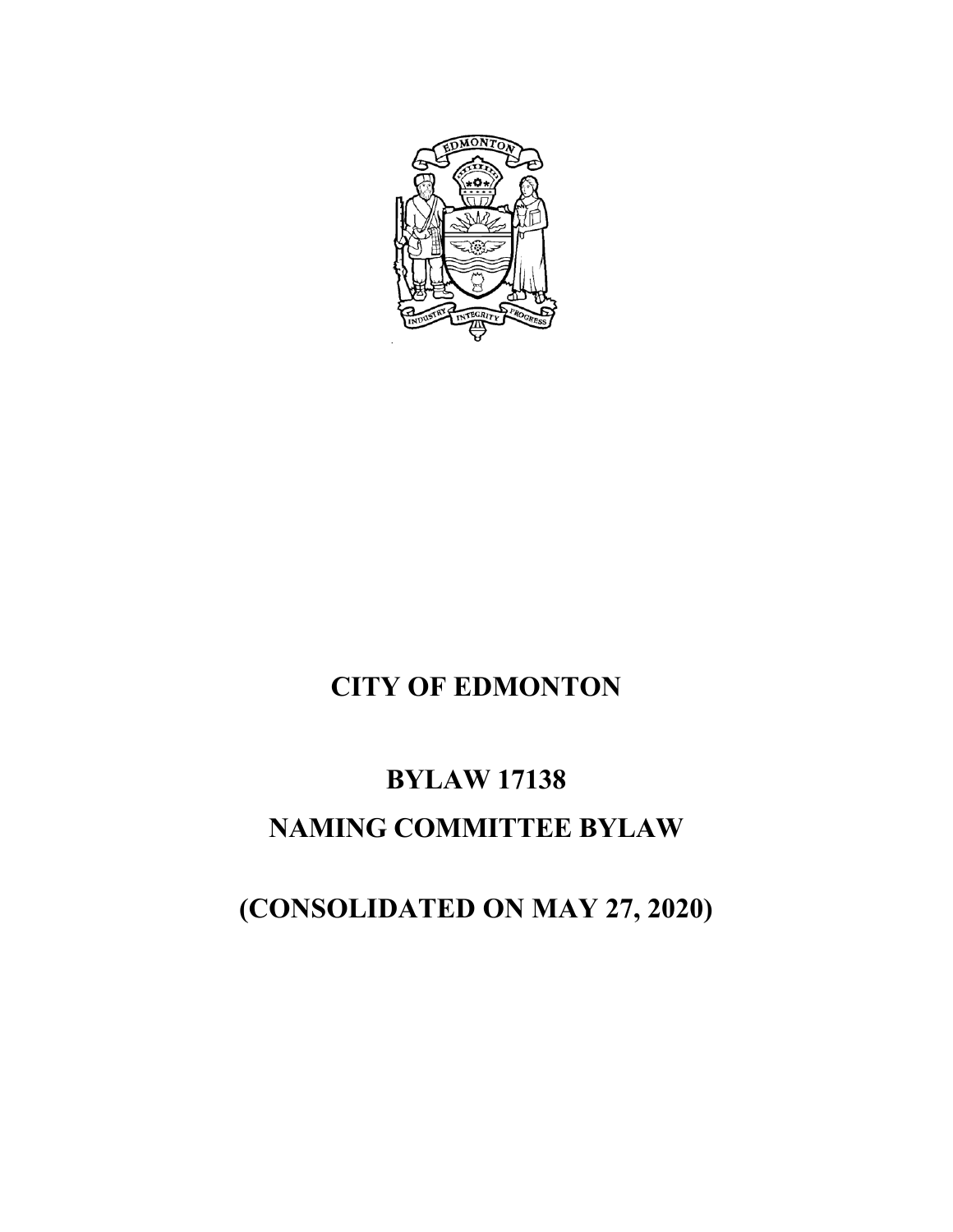# CITY OF EDMONTON

# BYLAW 17138

# NAMING COMMITTEE BYLAW

# (CONSOLIDATED ON MAY 27, 2020)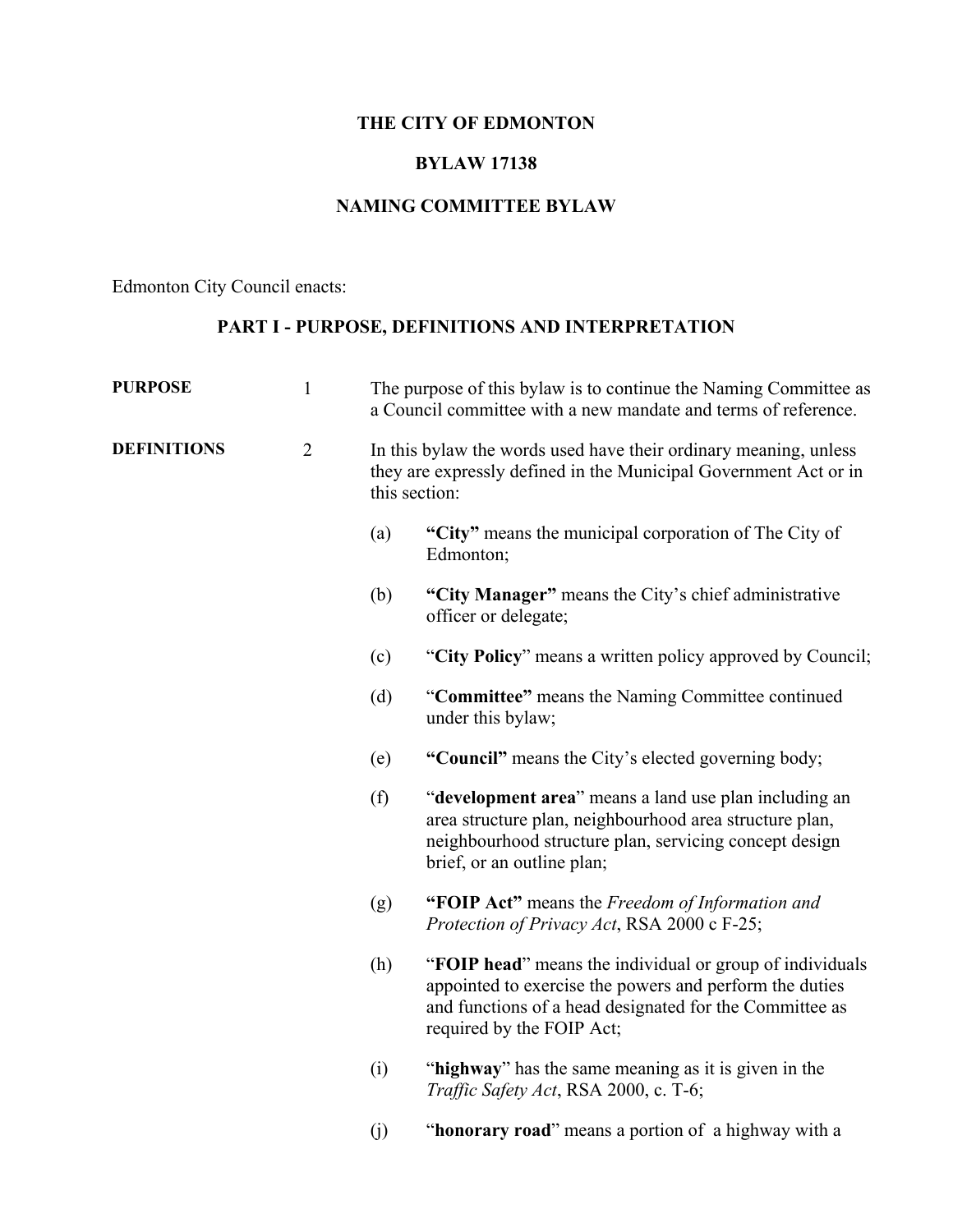# THE CITY OF EDMONTON

## BYLAW 17138

## NAMING COMMITTEE BYLAW

Edmonton City Council enacts:

## PART I - PURPOSE, DEFINITIONS AND INTERPRETATION

**PURPOSE**

1 The purpose of this bylaw is to continue the Naming Committee as a Council committee with a new mandate and terms of reference.

**DEFINITIONS**

2 In this bylaw the words used have their ordinary meaning, unless they are expressly defined in the Municipal Government Act or in this section:

(a) **"City"** means the municipal corporation of The City of Edmonton;

(b) **"City Manager"** means the City's chief administrative officer or delegate;

(c) "**City Policy**" means a written policy approved by Council;

(d) "**Committee"** means the Naming Committee continued under this bylaw;

(e) **"Council"** means the City's elected governing body;

(f) "**development area**" means a land use plan including an area structure plan, neighbourhood area structure plan, neighbourhood structure plan, servicing concept design brief, or an outline plan;

(g) **"FOIP Act"** means the *Freedom of Information and Protection of Privacy Act*, RSA 2000 c F-25;

(h) "**FOIP head**" means the individual or group of individuals appointed to exercise the powers and perform the duties and functions of a head designated for the Committee as required by the FOIP Act;

(i) "**highway**" has the same meaning as it is given in the *Traffic Safety Act*, RSA 2000, c. T-6;

(j) "**honorary road**" means a portion of a highway with a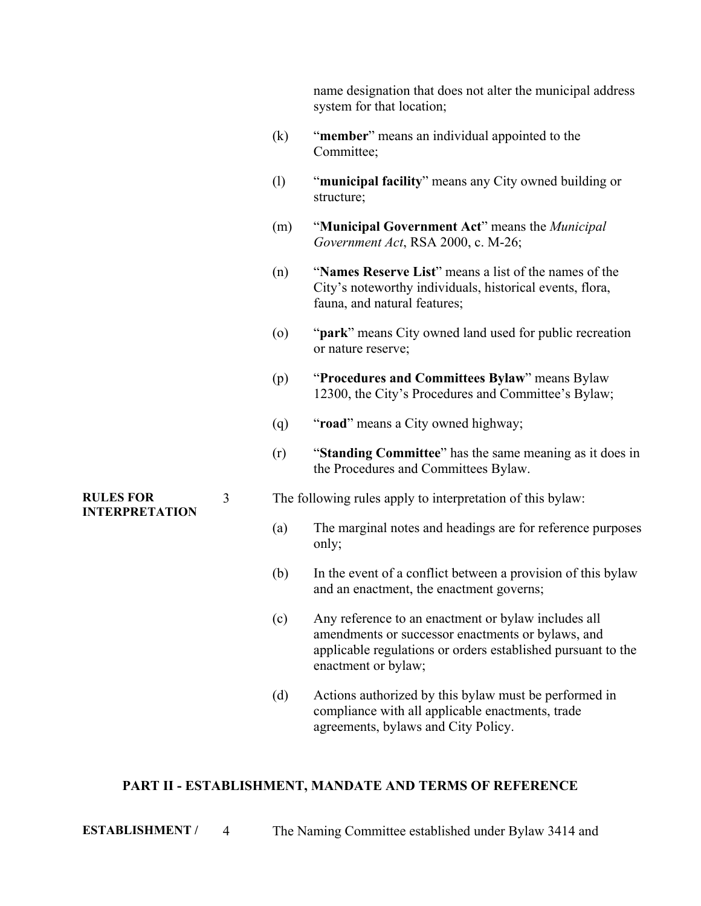name designation that does not alter the municipal address system for that location;

(k) "**member**" means an individual appointed to the Committee;

(l) "**municipal facility**" means any City owned building or structure;

(m) "**Municipal Government Act**" means the *Municipal Government Act*, RSA 2000, c. M-26;

(n) "**Names Reserve List**" means a list of the names of the City's noteworthy individuals, historical events, flora, fauna, and natural features;

(o) "**park**" means City owned land used for public recreation or nature reserve;

(p) "**Procedures and Committees Bylaw**" means Bylaw 12300, the City's Procedures and Committee's Bylaw;

(q) "**road**" means a City owned highway;

(r) "**Standing Committee**" has the same meaning as it does in the Procedures and Committees Bylaw.

**RULES FOR INTERPRETATION**

3 The following rules apply to interpretation of this bylaw:

(a) The marginal notes and headings are for reference purposes only;

(b) In the event of a conflict between a provision of this bylaw and an enactment, the enactment governs;

(c) Any reference to an enactment or bylaw includes all amendments or successor enactments or bylaws, and applicable regulations or orders established pursuant to the enactment or bylaw;

(d) Actions authorized by this bylaw must be performed in compliance with all applicable enactments, trade agreements, bylaws and City Policy.

## PART II - ESTABLISHMENT, MANDATE AND TERMS OF REFERENCE

**ESTABLISHMENT /**

4 The Naming Committee established under Bylaw 3414 and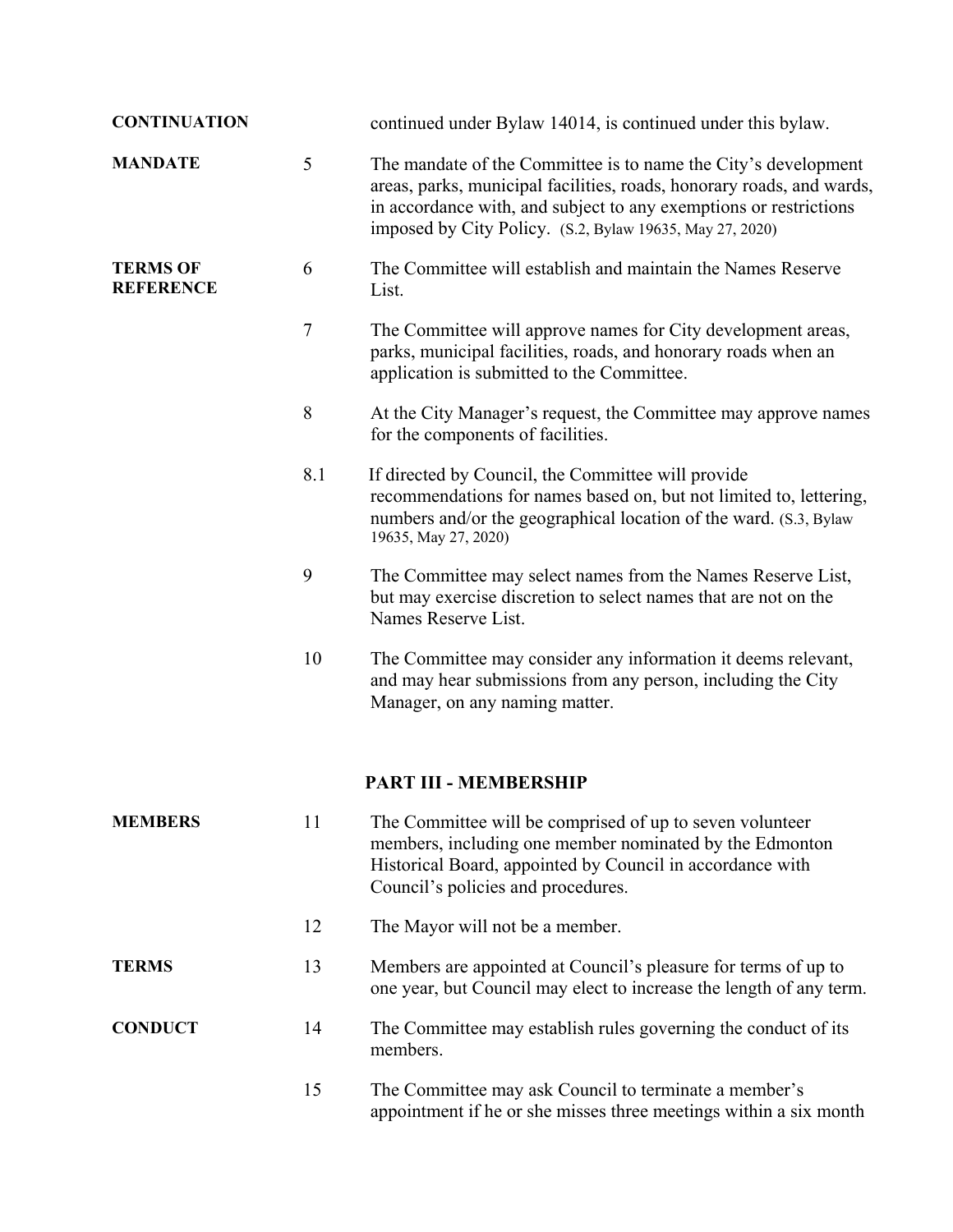**CONTINUATION** continued under Bylaw 14014, is continued under this bylaw.

**MANDATE**

5 The mandate of the Committee is to name the City's development areas, parks, municipal facilities, roads, honorary roads, and wards, in accordance with, and subject to any exemptions or restrictions imposed by City Policy. (S.2, Bylaw 19635, May 27, 2020)

**TERMS OF REFERENCE**

6 The Committee will establish and maintain the Names Reserve List.

7 The Committee will approve names for City development areas, parks, municipal facilities, roads, and honorary roads when an application is submitted to the Committee.

8 At the City Manager's request, the Committee may approve names for the components of facilities.

8.1 If directed by Council, the Committee will provide recommendations for names based on, but not limited to, lettering, numbers and/or the geographical location of the ward. (S.3, Bylaw 19635, May 27, 2020)

9 The Committee may select names from the Names Reserve List, but may exercise discretion to select names that are not on the Names Reserve List.

10 The Committee may consider any information it deems relevant, and may hear submissions from any person, including the City Manager, on any naming matter.

## PART III - MEMBERSHIP

**MEMBERS**

11 The Committee will be comprised of up to seven volunteer members, including one member nominated by the Edmonton Historical Board, appointed by Council in accordance with Council's policies and procedures.

12 The Mayor will not be a member.

**TERMS**

13 Members are appointed at Council's pleasure for terms of up to one year, but Council may elect to increase the length of any term.

**CONDUCT**

14 The Committee may establish rules governing the conduct of its members.

15 The Committee may ask Council to terminate a member's appointment if he or she misses three meetings within a six month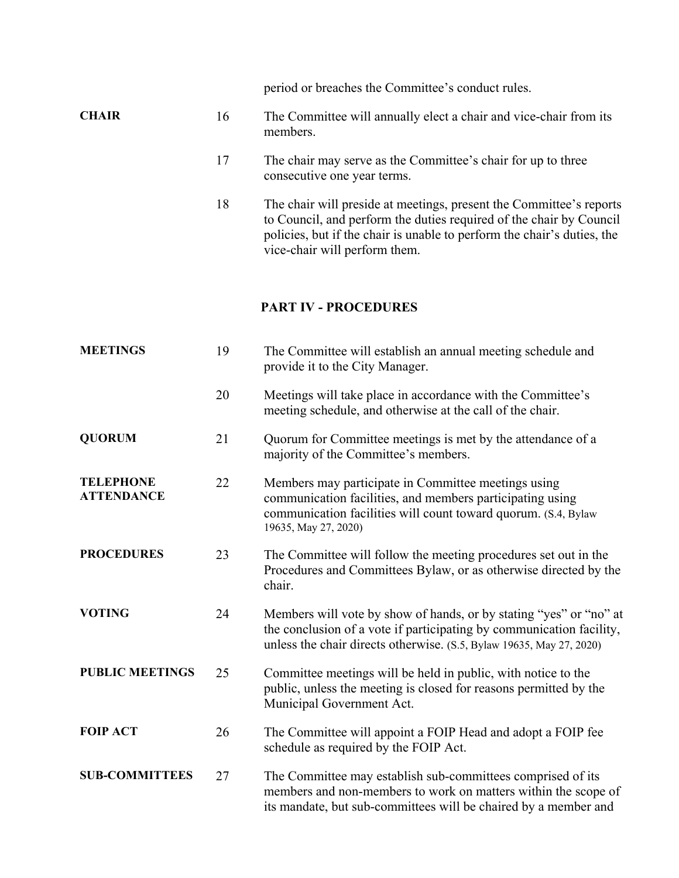period or breaches the Committee's conduct rules.

**CHAIR**

16 The Committee will annually elect a chair and vice-chair from its members.

17 The chair may serve as the Committee's chair for up to three consecutive one year terms.

18 The chair will preside at meetings, present the Committee's reports to Council, and perform the duties required of the chair by Council policies, but if the chair is unable to perform the chair's duties, the vice-chair will perform them.

## PART IV - PROCEDURES

**MEETINGS**

19 The Committee will establish an annual meeting schedule and provide it to the City Manager.

20 Meetings will take place in accordance with the Committee's meeting schedule, and otherwise at the call of the chair.

**QUORUM**

21 Quorum for Committee meetings is met by the attendance of a majority of the Committee's members.

**TELEPHONE ATTENDANCE**

22 Members may participate in Committee meetings using communication facilities, and members participating using communication facilities will count toward quorum. (S.4, Bylaw 19635, May 27, 2020)

**PROCEDURES**

23 The Committee will follow the meeting procedures set out in the Procedures and Committees Bylaw, or as otherwise directed by the chair.

**VOTING**

24 Members will vote by show of hands, or by stating "yes" or "no" at the conclusion of a vote if participating by communication facility, unless the chair directs otherwise. (S.5, Bylaw 19635, May 27, 2020)

**PUBLIC MEETINGS**

25 Committee meetings will be held in public, with notice to the public, unless the meeting is closed for reasons permitted by the Municipal Government Act.

**FOIP ACT**

26 The Committee will appoint a FOIP Head and adopt a FOIP fee schedule as required by the FOIP Act.

**SUB-COMMITTEES**

27 The Committee may establish sub-committees comprised of its members and non-members to work on matters within the scope of its mandate, but sub-committees will be chaired by a member and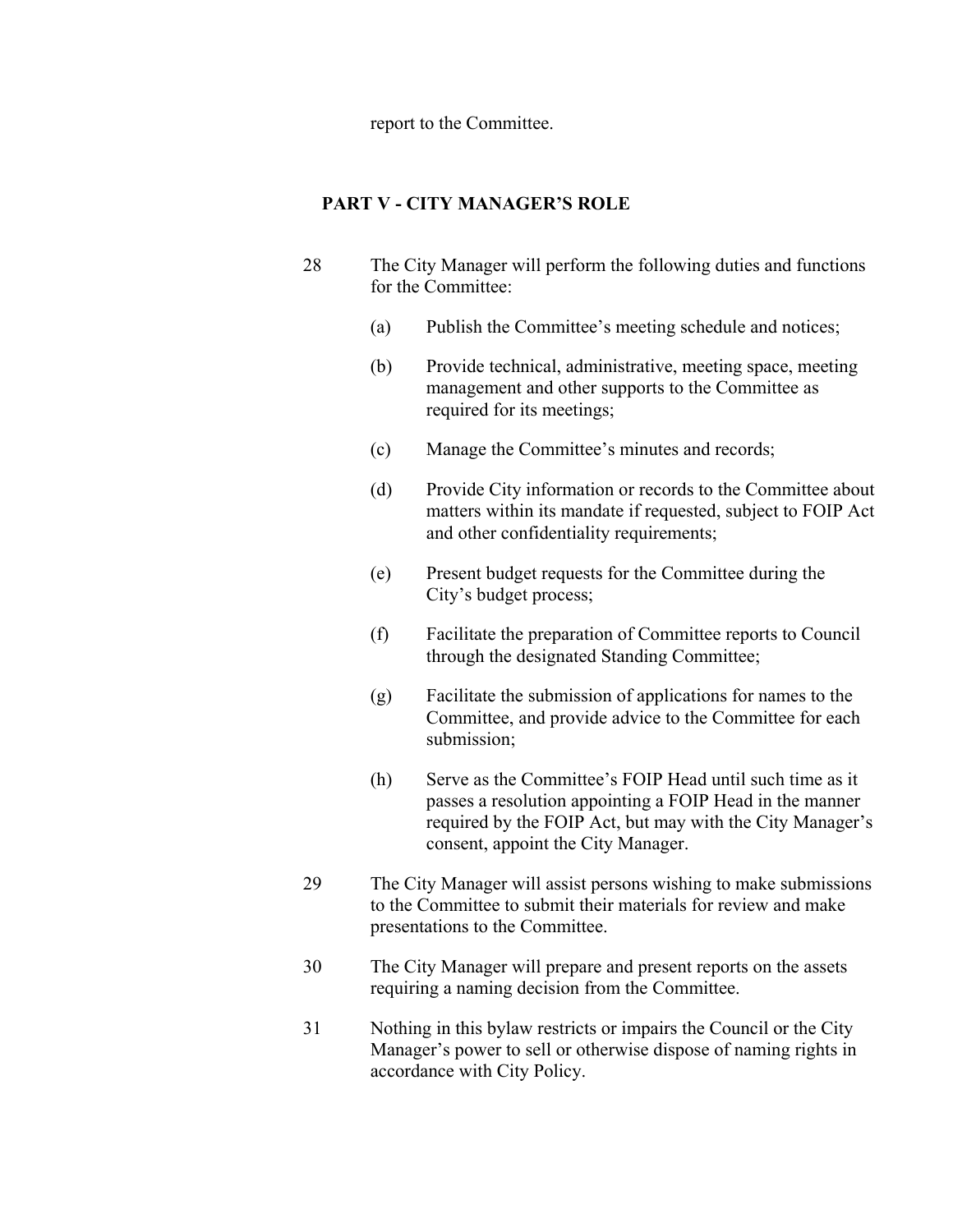report to the Committee.

## PART V - CITY MANAGER'S ROLE

28 The City Manager will perform the following duties and functions for the Committee:

(a) Publish the Committee's meeting schedule and notices;

(b) Provide technical, administrative, meeting space, meeting management and other supports to the Committee as required for its meetings;

(c) Manage the Committee's minutes and records;

(d) Provide City information or records to the Committee about matters within its mandate if requested, subject to FOIP Act and other confidentiality requirements;

(e) Present budget requests for the Committee during the City's budget process;

(f) Facilitate the preparation of Committee reports to Council through the designated Standing Committee;

(g) Facilitate the submission of applications for names to the Committee, and provide advice to the Committee for each submission;

(h) Serve as the Committee's FOIP Head until such time as it passes a resolution appointing a FOIP Head in the manner required by the FOIP Act, but may with the City Manager's consent, appoint the City Manager.

29 The City Manager will assist persons wishing to make submissions to the Committee to submit their materials for review and make presentations to the Committee.

30 The City Manager will prepare and present reports on the assets requiring a naming decision from the Committee.

31 Nothing in this bylaw restricts or impairs the Council or the City Manager's power to sell or otherwise dispose of naming rights in accordance with City Policy.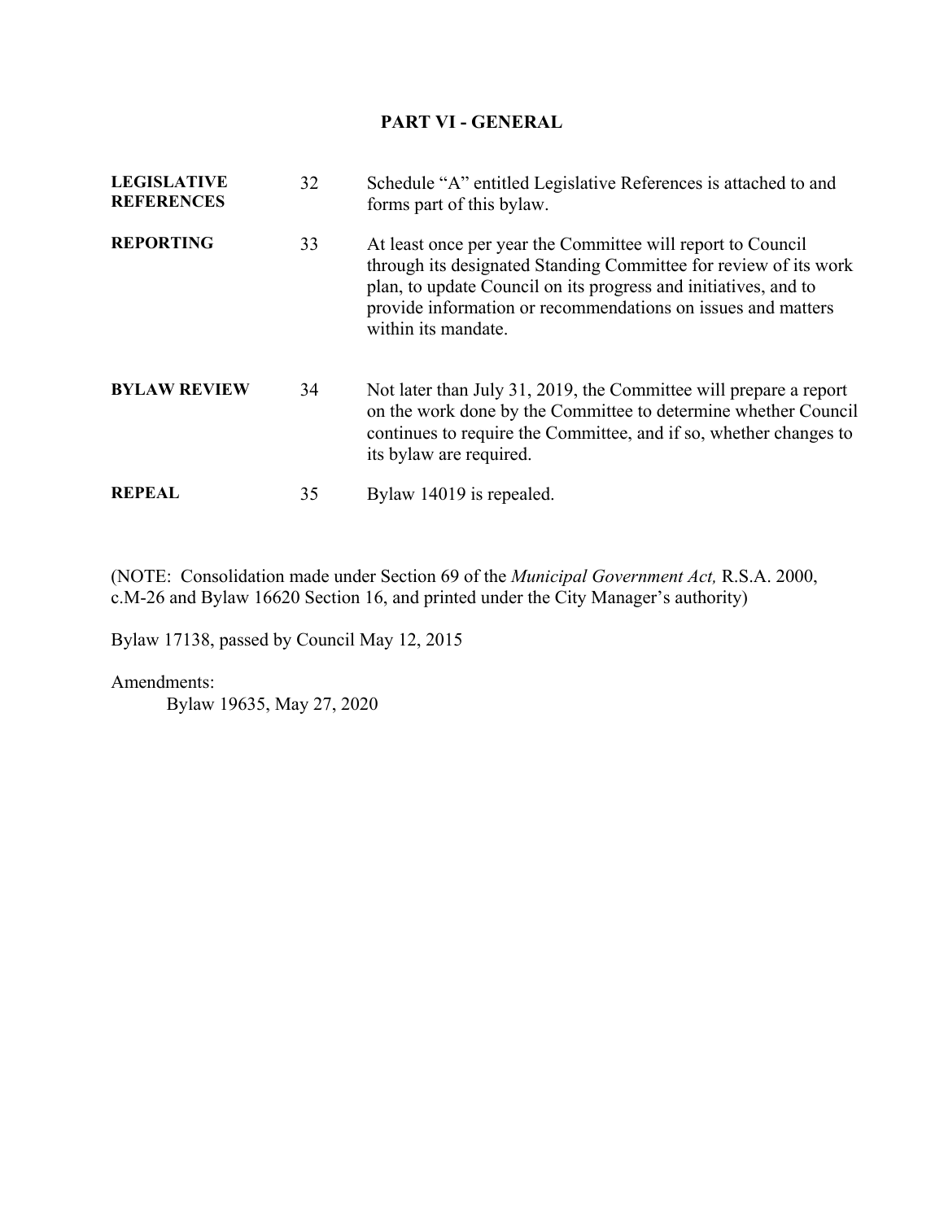## PART VI - GENERAL

| | | |
|---|---|---|
| **LEGISLATIVE REFERENCES** | 32 | Schedule "A" entitled Legislative References is attached to and forms part of this bylaw. |
| **REPORTING** | 33 | At least once per year the Committee will report to Council through its designated Standing Committee for review of its work plan, to update Council on its progress and initiatives, and to provide information or recommendations on issues and matters within its mandate. |
| **BYLAW REVIEW** | 34 | Not later than July 31, 2019, the Committee will prepare a report on the work done by the Committee to determine whether Council continues to require the Committee, and if so, whether changes to its bylaw are required. |
| **REPEAL** | 35 | Bylaw 14019 is repealed. |

(NOTE: Consolidation made under Section 69 of the *Municipal Government Act,* R.S.A. 2000, c.M-26 and Bylaw 16620 Section 16, and printed under the City Manager's authority)

Bylaw 17138, passed by Council May 12, 2015

Amendments:

Bylaw 19635, May 27, 2020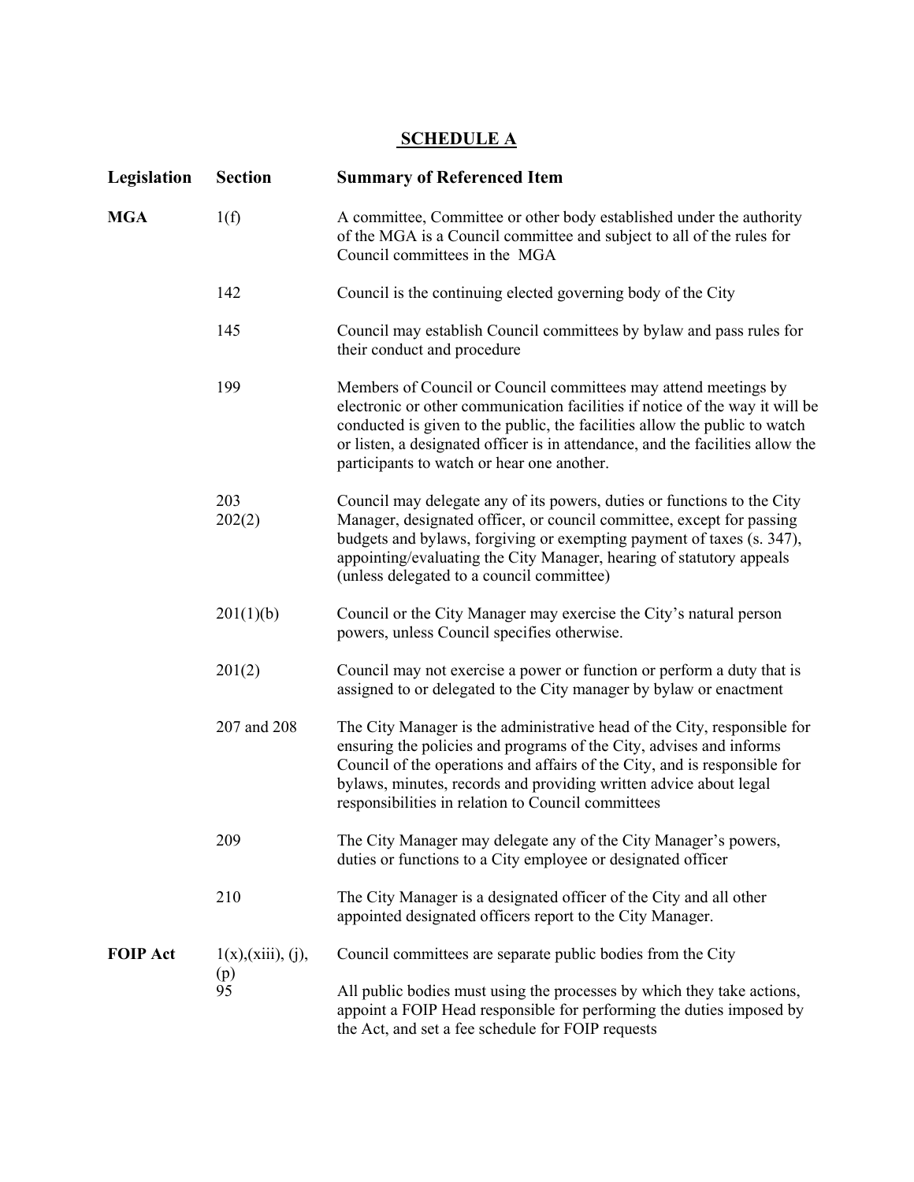## SCHEDULE A

| Legislation | Section | Summary of Referenced Item |
|---|---|---|
| **MGA** | 1(f) | A committee, Committee or other body established under the authority of the MGA is a Council committee and subject to all of the rules for Council committees in the MGA |
| | 142 | Council is the continuing elected governing body of the City |
| | 145 | Council may establish Council committees by bylaw and pass rules for their conduct and procedure |
| | 199 | Members of Council or Council committees may attend meetings by electronic or other communication facilities if notice of the way it will be conducted is given to the public, the facilities allow the public to watch or listen, a designated officer is in attendance, and the facilities allow the participants to watch or hear one another. |
| | 203<br>202(2) | Council may delegate any of its powers, duties or functions to the City Manager, designated officer, or council committee, except for passing budgets and bylaws, forgiving or exempting payment of taxes (s. 347), appointing/evaluating the City Manager, hearing of statutory appeals (unless delegated to a council committee) |
| | 201(1)(b) | Council or the City Manager may exercise the City's natural person powers, unless Council specifies otherwise. |
| | 201(2) | Council may not exercise a power or function or perform a duty that is assigned to or delegated to the City manager by bylaw or enactment |
| | 207 and 208 | The City Manager is the administrative head of the City, responsible for ensuring the policies and programs of the City, advises and informs Council of the operations and affairs of the City, and is responsible for bylaws, minutes, records and providing written advice about legal responsibilities in relation to Council committees |
| | 209 | The City Manager may delegate any of the City Manager's powers, duties or functions to a City employee or designated officer |
| | 210 | The City Manager is a designated officer of the City and all other appointed designated officers report to the City Manager. |
| **FOIP Act** | 1(x),(xiii), (j), (p) | Council committees are separate public bodies from the City |
| | 95 | All public bodies must using the processes by which they take actions, appoint a FOIP Head responsible for performing the duties imposed by the Act, and set a fee schedule for FOIP requests |